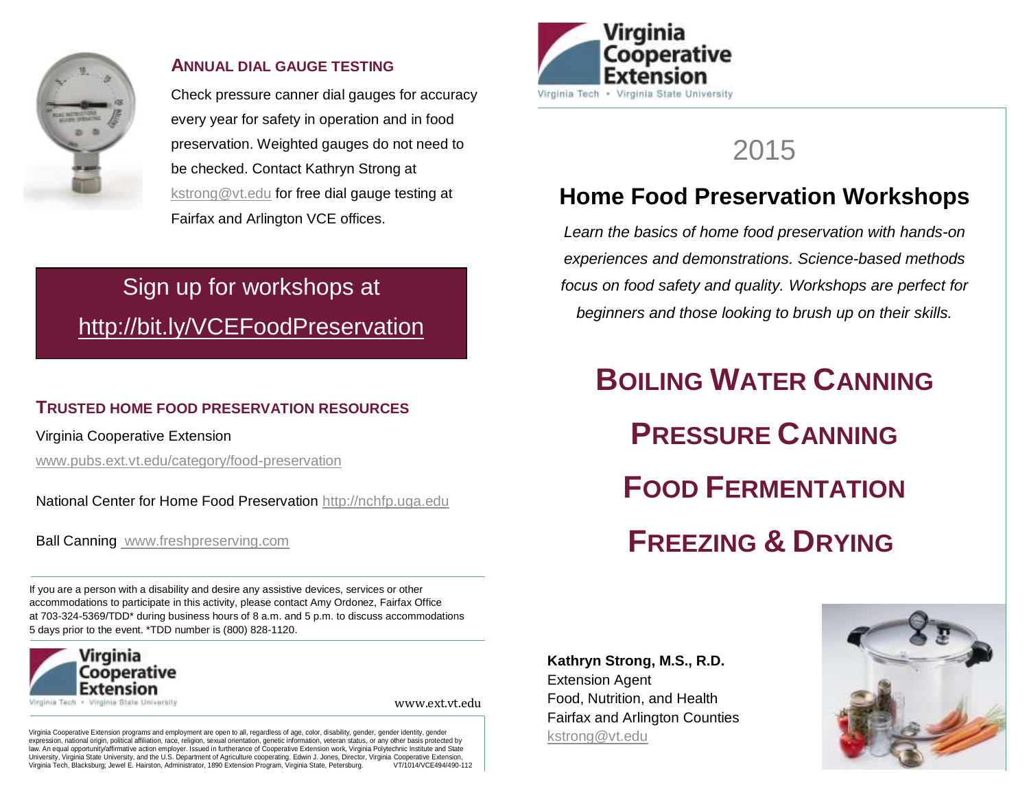## Annual Dial Gauge Testing

Check pressure canner dial gauges for accuracy every year for safety in operation and in food preservation. Weighted gauges do not need to be checked. Contact Kathryn Strong at kstrong@vt.edu for free dial gauge testing at Fairfax and Arlington VCE offices.

**Sign up for workshops at http://bit.ly/VCEFoodPreservation**

## Trusted Home Food Preservation Resources

Virginia Cooperative Extension
www.pubs.ext.vt.edu/category/food-preservation

National Center for Home Food Preservation http://nchfp.uga.edu

Ball Canning www.freshpreserving.com

If you are a person with a disability and desire any assistive devices, services or other accommodations to participate in this activity, please contact Amy Ordonez, Fairfax Office at 703-324-5369/TDD* during business hours of 8 a.m. and 5 p.m. to discuss accommodations 5 days prior to the event. *TDD number is (800) 828-1120.

Virginia Cooperative Extension
Virginia Tech • Virginia State University

www.ext.vt.edu

Virginia Cooperative Extension programs and employment are open to all, regardless of age, color, disability, gender, gender identity, gender expression, national origin, political affiliation, race, religion, sexual orientation, genetic information, veteran status, or any other basis protected by law. An equal opportunity/affirmative action employer. Issued in furtherance of Cooperative Extension work, Virginia Polytechnic Institute and State University, Virginia State University, and the U.S. Department of Agriculture cooperating. Edwin J. Jones, Director, Virginia Cooperative Extension, Virginia Tech, Blacksburg; Jewel E. Hairston, Administrator, 1890 Extension Program, Virginia State, Petersburg. VT/1014/VCE494/490-112

Virginia Cooperative Extension
Virginia Tech • Virginia State University

2015

# Home Food Preservation Workshops

*Learn the basics of home food preservation with hands-on experiences and demonstrations. Science-based methods focus on food safety and quality. Workshops are perfect for beginners and those looking to brush up on their skills.*

## Boiling Water Canning

## Pressure Canning

## Food Fermentation

## Freezing & Drying

**Kathryn Strong, M.S., R.D.**
Extension Agent
Food, Nutrition, and Health
Fairfax and Arlington Counties
kstrong@vt.edu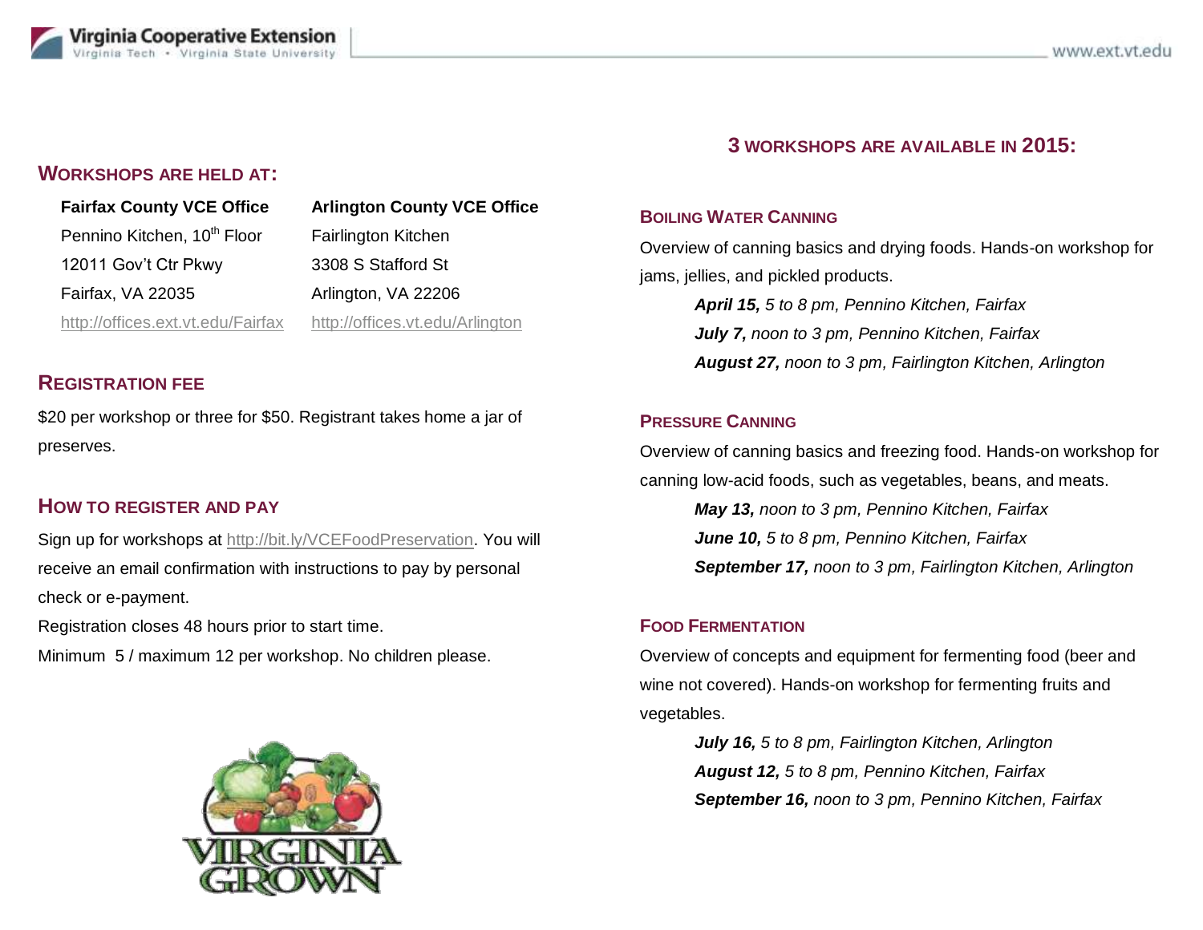## Workshops are held at:

| Fairfax County VCE Office | Arlington County VCE Office |
|---|---|
| Pennino Kitchen, 10th Floor | Fairlington Kitchen |
| 12011 Gov't Ctr Pkwy | 3308 S Stafford St |
| Fairfax, VA 22035 | Arlington, VA 22206 |
| http://offices.ext.vt.edu/Fairfax | http://offices.vt.edu/Arlington |

## Registration fee

$20 per workshop or three for $50. Registrant takes home a jar of preserves.

## How to register and pay

Sign up for workshops at http://bit.ly/VCEFoodPreservation. You will receive an email confirmation with instructions to pay by personal check or e-payment.

Registration closes 48 hours prior to start time.

Minimum 5 / maximum 12 per workshop. No children please.

## 3 workshops are available in 2015:

### Boiling Water Canning

Overview of canning basics and drying foods. Hands-on workshop for jams, jellies, and pickled products.

***April 15,*** *5 to 8 pm, Pennino Kitchen, Fairfax*
***July 7,*** *noon to 3 pm, Pennino Kitchen, Fairfax*
***August 27,*** *noon to 3 pm, Fairlington Kitchen, Arlington*

### Pressure Canning

Overview of canning basics and freezing food. Hands-on workshop for canning low-acid foods, such as vegetables, beans, and meats.

***May 13,*** *noon to 3 pm, Pennino Kitchen, Fairfax*
***June 10,*** *5 to 8 pm, Pennino Kitchen, Fairfax*
***September 17,*** *noon to 3 pm, Fairlington Kitchen, Arlington*

### Food Fermentation

Overview of concepts and equipment for fermenting food (beer and wine not covered). Hands-on workshop for fermenting fruits and vegetables.

***July 16,*** *5 to 8 pm, Fairlington Kitchen, Arlington*
***August 12,*** *5 to 8 pm, Pennino Kitchen, Fairfax*
***September 16,*** *noon to 3 pm, Pennino Kitchen, Fairfax*